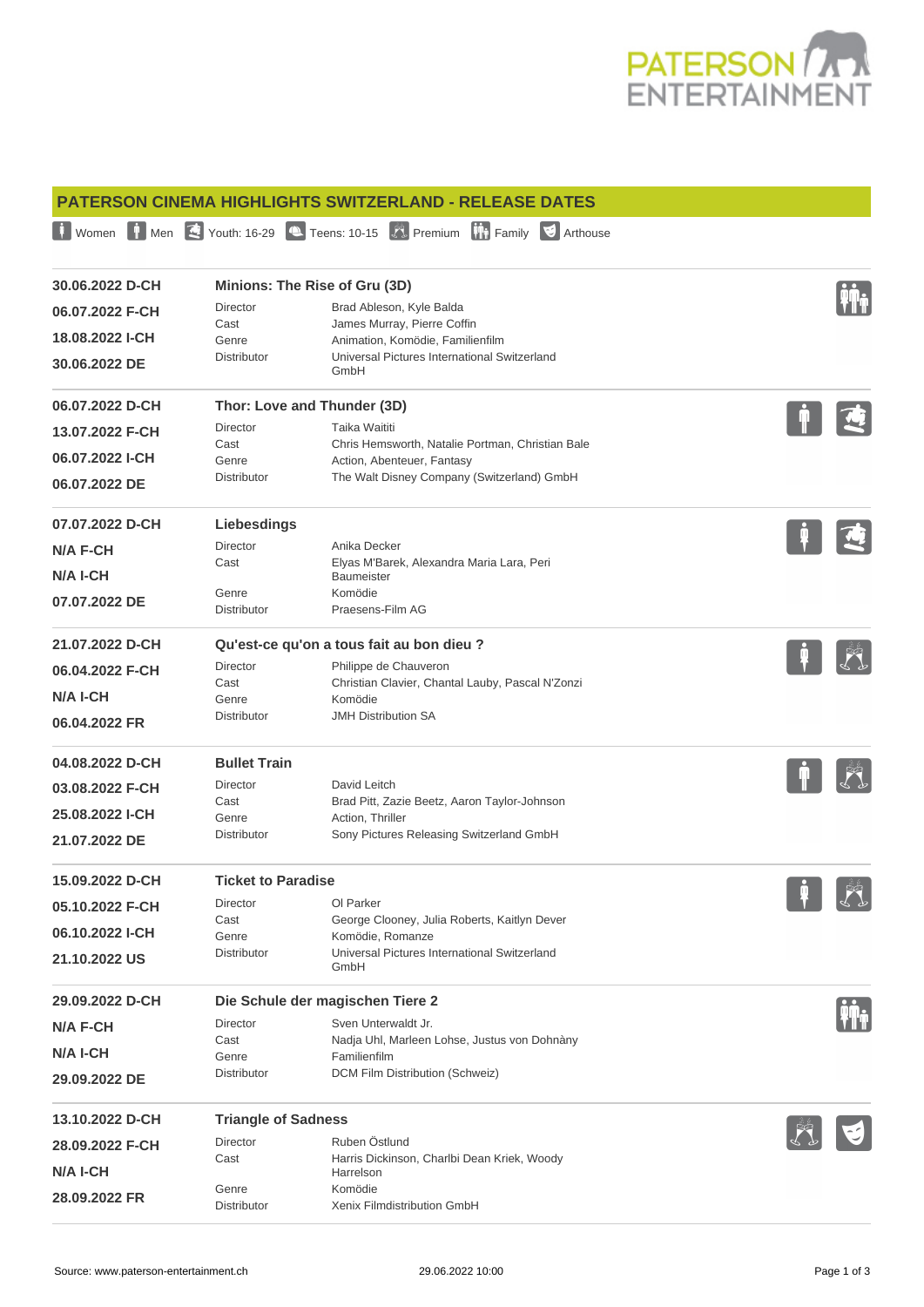# PATERSON CINEMA HIGHLIGHTS SWITZERLAND - RELEASE DATES

Women | Men | Youth: 16-29 | Teens: 10-15 | Premium | Family | Arthouse

---

**30.06.2022 D-CH**
**06.07.2022 F-CH**
**18.08.2022 I-CH**
**30.06.2022 DE**

## Minions: The Rise of Gru (3D)

| | |
|---|---|
| Director | Brad Ableson, Kyle Balda |
| Cast | James Murray, Pierre Coffin |
| Genre | Animation, Komödie, Familienfilm |
| Distributor | Universal Pictures International Switzerland GmbH |

---

**06.07.2022 D-CH**
**13.07.2022 F-CH**
**06.07.2022 I-CH**
**06.07.2022 DE**

## Thor: Love and Thunder (3D)

| | |
|---|---|
| Director | Taika Waititi |
| Cast | Chris Hemsworth, Natalie Portman, Christian Bale |
| Genre | Action, Abenteuer, Fantasy |
| Distributor | The Walt Disney Company (Switzerland) GmbH |

---

**07.07.2022 D-CH**
**N/A F-CH**
**N/A I-CH**
**07.07.2022 DE**

## Liebesdings

| | |
|---|---|
| Director | Anika Decker |
| Cast | Elyas M'Barek, Alexandra Maria Lara, Peri Baumeister |
| Genre | Komödie |
| Distributor | Praesens-Film AG |

---

**21.07.2022 D-CH**
**06.04.2022 F-CH**
**N/A I-CH**
**06.04.2022 FR**

## Qu'est-ce qu'on a tous fait au bon dieu ?

| | |
|---|---|
| Director | Philippe de Chauveron |
| Cast | Christian Clavier, Chantal Lauby, Pascal N'Zonzi |
| Genre | Komödie |
| Distributor | JMH Distribution SA |

---

**04.08.2022 D-CH**
**03.08.2022 F-CH**
**25.08.2022 I-CH**
**21.07.2022 DE**

## Bullet Train

| | |
|---|---|
| Director | David Leitch |
| Cast | Brad Pitt, Zazie Beetz, Aaron Taylor-Johnson |
| Genre | Action, Thriller |
| Distributor | Sony Pictures Releasing Switzerland GmbH |

---

**15.09.2022 D-CH**
**05.10.2022 F-CH**
**06.10.2022 I-CH**
**21.10.2022 US**

## Ticket to Paradise

| | |
|---|---|
| Director | Ol Parker |
| Cast | George Clooney, Julia Roberts, Kaitlyn Dever |
| Genre | Komödie, Romanze |
| Distributor | Universal Pictures International Switzerland GmbH |

---

**29.09.2022 D-CH**
**N/A F-CH**
**N/A I-CH**
**29.09.2022 DE**

## Die Schule der magischen Tiere 2

| | |
|---|---|
| Director | Sven Unterwaldt Jr. |
| Cast | Nadja Uhl, Marleen Lohse, Justus von Dohnàny |
| Genre | Familienfilm |
| Distributor | DCM Film Distribution (Schweiz) |

---

**13.10.2022 D-CH**
**28.09.2022 F-CH**
**N/A I-CH**
**28.09.2022 FR**

## Triangle of Sadness

| | |
|---|---|
| Director | Ruben Östlund |
| Cast | Harris Dickinson, Charlbi Dean Kriek, Woody Harrelson |
| Genre | Komödie |
| Distributor | Xenix Filmdistribution GmbH |

Source: www.paterson-entertainment.ch 29.06.2022 10:00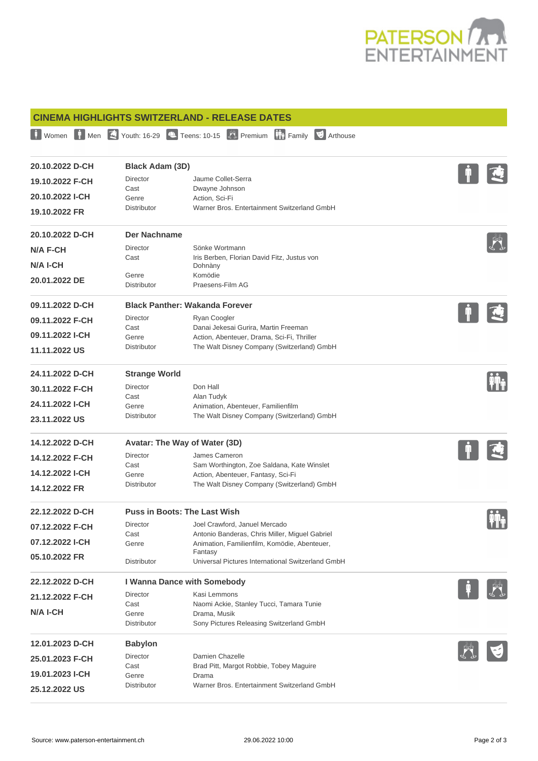## CINEMA HIGHLIGHTS SWITZERLAND - RELEASE DATES

Women | Men | Youth: 16-29 | Teens: 10-15 | Premium | Family | Arthouse

---

**20.10.2022 D-CH**
**19.10.2022 F-CH**
**20.10.2022 I-CH**
**19.10.2022 FR**

### Black Adam (3D)

| | |
|---|---|
| Director | Jaume Collet-Serra |
| Cast | Dwayne Johnson |
| Genre | Action, Sci-Fi |
| Distributor | Warner Bros. Entertainment Switzerland GmbH |

---

**20.10.2022 D-CH**
**N/A F-CH**
**N/A I-CH**
**20.01.2022 DE**

### Der Nachname

| | |
|---|---|
| Director | Sönke Wortmann |
| Cast | Iris Berben, Florian David Fitz, Justus von Dohnàny |
| Genre | Komödie |
| Distributor | Praesens-Film AG |

---

**09.11.2022 D-CH**
**09.11.2022 F-CH**
**09.11.2022 I-CH**
**11.11.2022 US**

### Black Panther: Wakanda Forever

| | |
|---|---|
| Director | Ryan Coogler |
| Cast | Danai Jekesai Gurira, Martin Freeman |
| Genre | Action, Abenteuer, Drama, Sci-Fi, Thriller |
| Distributor | The Walt Disney Company (Switzerland) GmbH |

---

**24.11.2022 D-CH**
**30.11.2022 F-CH**
**24.11.2022 I-CH**
**23.11.2022 US**

### Strange World

| | |
|---|---|
| Director | Don Hall |
| Cast | Alan Tudyk |
| Genre | Animation, Abenteuer, Familienfilm |
| Distributor | The Walt Disney Company (Switzerland) GmbH |

---

**14.12.2022 D-CH**
**14.12.2022 F-CH**
**14.12.2022 I-CH**
**14.12.2022 FR**

### Avatar: The Way of Water (3D)

| | |
|---|---|
| Director | James Cameron |
| Cast | Sam Worthington, Zoe Saldana, Kate Winslet |
| Genre | Action, Abenteuer, Fantasy, Sci-Fi |
| Distributor | The Walt Disney Company (Switzerland) GmbH |

---

**22.12.2022 D-CH**
**07.12.2022 F-CH**
**07.12.2022 I-CH**
**05.10.2022 FR**

### Puss in Boots: The Last Wish

| | |
|---|---|
| Director | Joel Crawford, Januel Mercado |
| Cast | Antonio Banderas, Chris Miller, Miguel Gabriel |
| Genre | Animation, Familienfilm, Komödie, Abenteuer, Fantasy |
| Distributor | Universal Pictures International Switzerland GmbH |

---

**22.12.2022 D-CH**
**21.12.2022 F-CH**
**N/A I-CH**

### I Wanna Dance with Somebody

| | |
|---|---|
| Director | Kasi Lemmons |
| Cast | Naomi Ackie, Stanley Tucci, Tamara Tunie |
| Genre | Drama, Musik |
| Distributor | Sony Pictures Releasing Switzerland GmbH |

---

**12.01.2023 D-CH**
**25.01.2023 F-CH**
**19.01.2023 I-CH**
**25.12.2022 US**

### Babylon

| | |
|---|---|
| Director | Damien Chazelle |
| Cast | Brad Pitt, Margot Robbie, Tobey Maguire |
| Genre | Drama |
| Distributor | Warner Bros. Entertainment Switzerland GmbH |

---

Source: www.paterson-entertainment.ch 29.06.2022 10:00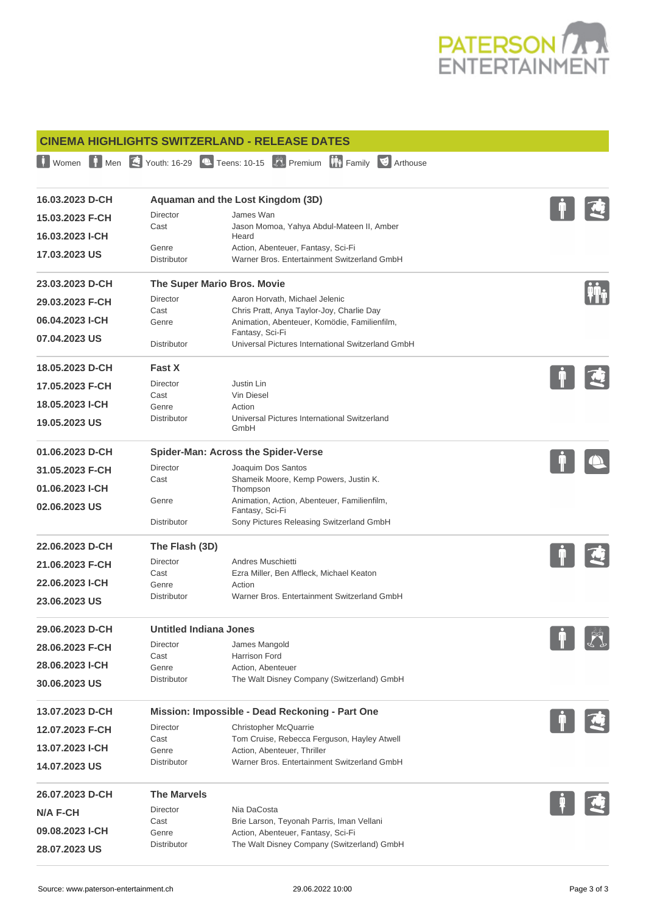## CINEMA HIGHLIGHTS SWITZERLAND - RELEASE DATES

Women | Men | Youth: 16-29 | Teens: 10-15 | Premium | Family | Arthouse

| Release Dates | Film | | Audience |
|---|---|---|---|
| **16.03.2023 D-CH**<br>**15.03.2023 F-CH**<br>**16.03.2023 I-CH**<br>**17.03.2023 US** | **Aquaman and the Lost Kingdom (3D)** | | Men, Youth: 16-29 |
| | Director | James Wan | |
| | Cast | Jason Momoa, Yahya Abdul-Mateen II, Amber Heard | |
| | Genre | Action, Abenteuer, Fantasy, Sci-Fi | |
| | Distributor | Warner Bros. Entertainment Switzerland GmbH | |
| **23.03.2023 D-CH**<br>**29.03.2023 F-CH**<br>**06.04.2023 I-CH**<br>**07.04.2023 US** | **The Super Mario Bros. Movie** | | Family |
| | Director | Aaron Horvath, Michael Jelenic | |
| | Cast | Chris Pratt, Anya Taylor-Joy, Charlie Day | |
| | Genre | Animation, Abenteuer, Komödie, Familienfilm, Fantasy, Sci-Fi | |
| | Distributor | Universal Pictures International Switzerland GmbH | |
| **18.05.2023 D-CH**<br>**17.05.2023 F-CH**<br>**18.05.2023 I-CH**<br>**19.05.2023 US** | **Fast X** | | Men, Youth: 16-29 |
| | Director | Justin Lin | |
| | Cast | Vin Diesel | |
| | Genre | Action | |
| | Distributor | Universal Pictures International Switzerland GmbH | |
| **01.06.2023 D-CH**<br>**31.05.2023 F-CH**<br>**01.06.2023 I-CH**<br>**02.06.2023 US** | **Spider-Man: Across the Spider-Verse** | | Men, Teens: 10-15 |
| | Director | Joaquim Dos Santos | |
| | Cast | Shameik Moore, Kemp Powers, Justin K. Thompson | |
| | Genre | Animation, Action, Abenteuer, Familienfilm, Fantasy, Sci-Fi | |
| | Distributor | Sony Pictures Releasing Switzerland GmbH | |
| **22.06.2023 D-CH**<br>**21.06.2023 F-CH**<br>**22.06.2023 I-CH**<br>**23.06.2023 US** | **The Flash (3D)** | | Men, Youth: 16-29 |
| | Director | Andres Muschietti | |
| | Cast | Ezra Miller, Ben Affleck, Michael Keaton | |
| | Genre | Action | |
| | Distributor | Warner Bros. Entertainment Switzerland GmbH | |
| **29.06.2023 D-CH**<br>**28.06.2023 F-CH**<br>**28.06.2023 I-CH**<br>**30.06.2023 US** | **Untitled Indiana Jones** | | Men, Premium |
| | Director | James Mangold | |
| | Cast | Harrison Ford | |
| | Genre | Action, Abenteuer | |
| | Distributor | The Walt Disney Company (Switzerland) GmbH | |
| **13.07.2023 D-CH**<br>**12.07.2023 F-CH**<br>**13.07.2023 I-CH**<br>**14.07.2023 US** | **Mission: Impossible - Dead Reckoning - Part One** | | Men, Youth: 16-29 |
| | Director | Christopher McQuarrie | |
| | Cast | Tom Cruise, Rebecca Ferguson, Hayley Atwell | |
| | Genre | Action, Abenteuer, Thriller | |
| | Distributor | Warner Bros. Entertainment Switzerland GmbH | |
| **26.07.2023 D-CH**<br>**N/A F-CH**<br>**09.08.2023 I-CH**<br>**28.07.2023 US** | **The Marvels** | | Women, Youth: 16-29 |
| | Director | Nia DaCosta | |
| | Cast | Brie Larson, Teyonah Parris, Iman Vellani | |
| | Genre | Action, Abenteuer, Fantasy, Sci-Fi | |
| | Distributor | The Walt Disney Company (Switzerland) GmbH | |

Source: www.paterson-entertainment.ch 29.06.2022 10:00